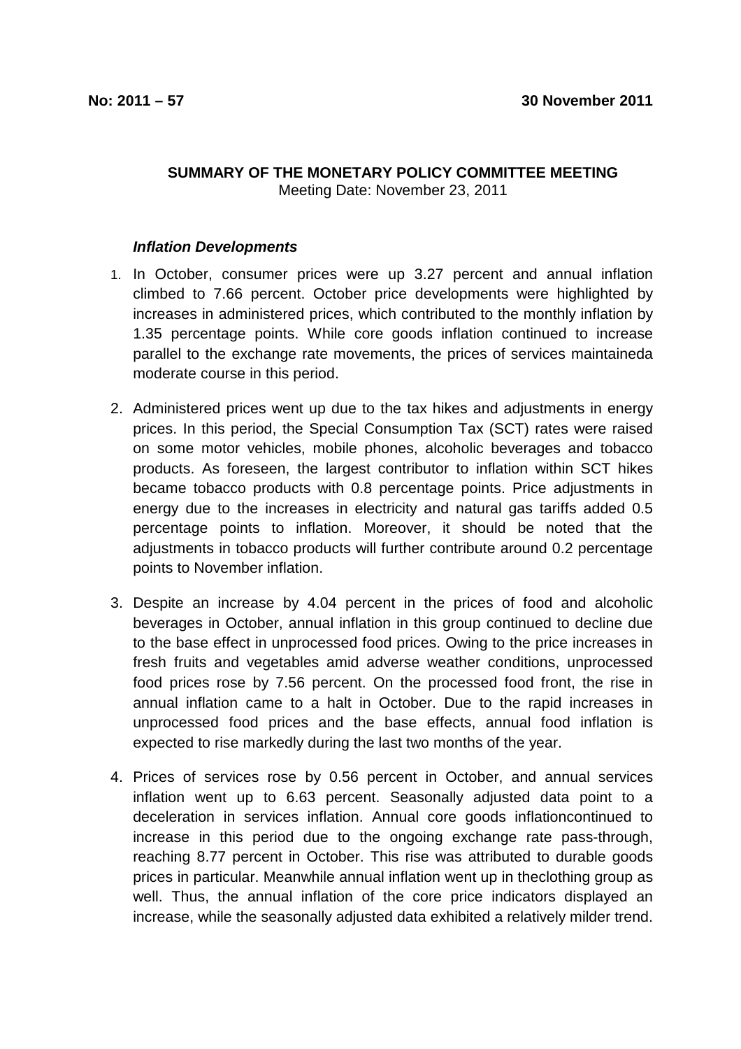**No: 2011 – 57** **30 November 2011**

**SUMMARY OF THE MONETARY POLICY COMMITTEE MEETING**
Meeting Date: November 23, 2011

***Inflation Developments***

1. In October, consumer prices were up 3.27 percent and annual inflation climbed to 7.66 percent. October price developments were highlighted by increases in administered prices, which contributed to the monthly inflation by 1.35 percentage points. While core goods inflation continued to increase parallel to the exchange rate movements, the prices of services maintaineda moderate course in this period.

2. Administered prices went up due to the tax hikes and adjustments in energy prices. In this period, the Special Consumption Tax (SCT) rates were raised on some motor vehicles, mobile phones, alcoholic beverages and tobacco products. As foreseen, the largest contributor to inflation within SCT hikes became tobacco products with 0.8 percentage points. Price adjustments in energy due to the increases in electricity and natural gas tariffs added 0.5 percentage points to inflation. Moreover, it should be noted that the adjustments in tobacco products will further contribute around 0.2 percentage points to November inflation.

3. Despite an increase by 4.04 percent in the prices of food and alcoholic beverages in October, annual inflation in this group continued to decline due to the base effect in unprocessed food prices. Owing to the price increases in fresh fruits and vegetables amid adverse weather conditions, unprocessed food prices rose by 7.56 percent. On the processed food front, the rise in annual inflation came to a halt in October. Due to the rapid increases in unprocessed food prices and the base effects, annual food inflation is expected to rise markedly during the last two months of the year.

4. Prices of services rose by 0.56 percent in October, and annual services inflation went up to 6.63 percent. Seasonally adjusted data point to a deceleration in services inflation. Annual core goods inflationcontinued to increase in this period due to the ongoing exchange rate pass-through, reaching 8.77 percent in October. This rise was attributed to durable goods prices in particular. Meanwhile annual inflation went up in theclothing group as well. Thus, the annual inflation of the core price indicators displayed an increase, while the seasonally adjusted data exhibited a relatively milder trend.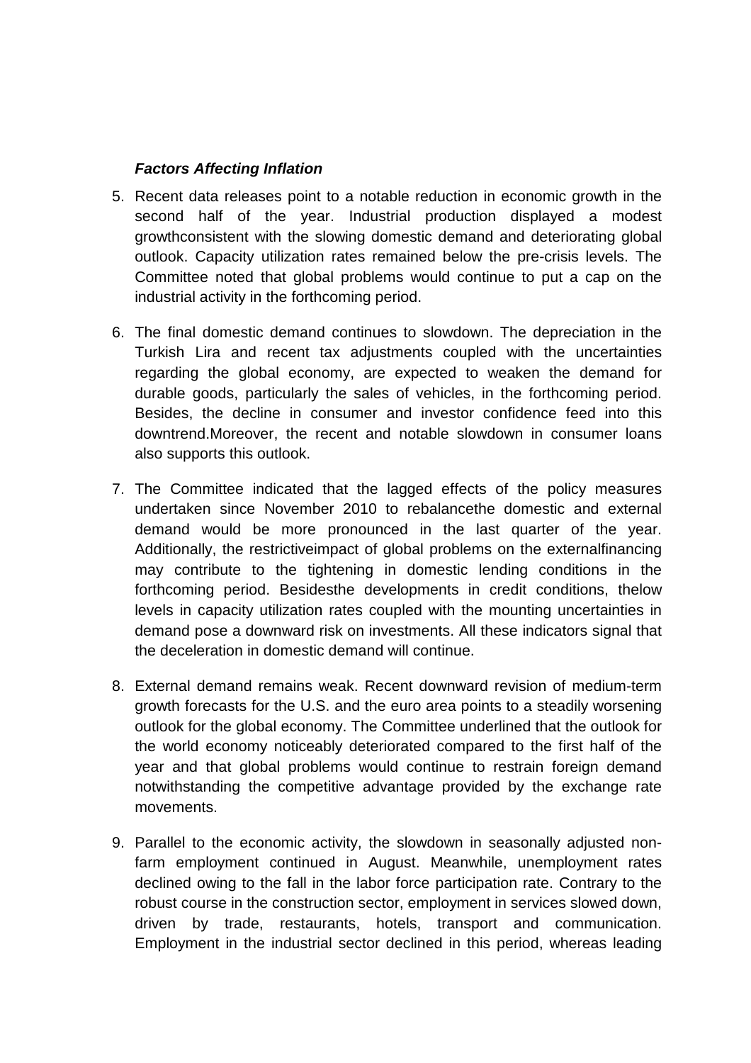***Factors Affecting Inflation***

5. Recent data releases point to a notable reduction in economic growth in the second half of the year. Industrial production displayed a modest growthconsistent with the slowing domestic demand and deteriorating global outlook. Capacity utilization rates remained below the pre-crisis levels. The Committee noted that global problems would continue to put a cap on the industrial activity in the forthcoming period.

6. The final domestic demand continues to slowdown. The depreciation in the Turkish Lira and recent tax adjustments coupled with the uncertainties regarding the global economy, are expected to weaken the demand for durable goods, particularly the sales of vehicles, in the forthcoming period. Besides, the decline in consumer and investor confidence feed into this downtrend.Moreover, the recent and notable slowdown in consumer loans also supports this outlook.

7. The Committee indicated that the lagged effects of the policy measures undertaken since November 2010 to rebalancethe domestic and external demand would be more pronounced in the last quarter of the year. Additionally, the restrictiveimpact of global problems on the externalfinancing may contribute to the tightening in domestic lending conditions in the forthcoming period. Besidesthe developments in credit conditions, thelow levels in capacity utilization rates coupled with the mounting uncertainties in demand pose a downward risk on investments. All these indicators signal that the deceleration in domestic demand will continue.

8. External demand remains weak. Recent downward revision of medium-term growth forecasts for the U.S. and the euro area points to a steadily worsening outlook for the global economy. The Committee underlined that the outlook for the world economy noticeably deteriorated compared to the first half of the year and that global problems would continue to restrain foreign demand notwithstanding the competitive advantage provided by the exchange rate movements.

9. Parallel to the economic activity, the slowdown in seasonally adjusted non-farm employment continued in August. Meanwhile, unemployment rates declined owing to the fall in the labor force participation rate. Contrary to the robust course in the construction sector, employment in services slowed down, driven by trade, restaurants, hotels, transport and communication. Employment in the industrial sector declined in this period, whereas leading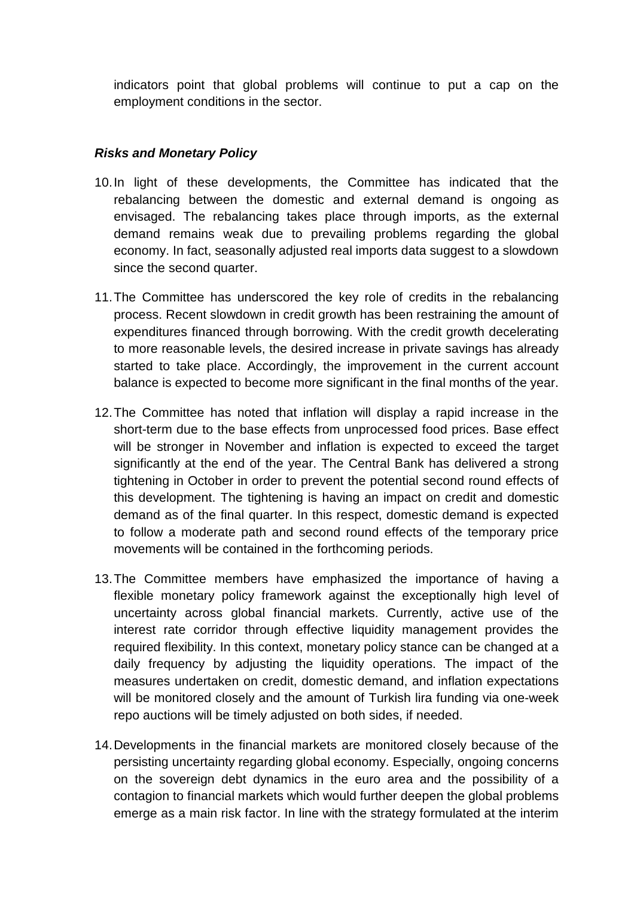indicators point that global problems will continue to put a cap on the employment conditions in the sector.

***Risks and Monetary Policy***

10. In light of these developments, the Committee has indicated that the rebalancing between the domestic and external demand is ongoing as envisaged. The rebalancing takes place through imports, as the external demand remains weak due to prevailing problems regarding the global economy. In fact, seasonally adjusted real imports data suggest to a slowdown since the second quarter.

11. The Committee has underscored the key role of credits in the rebalancing process. Recent slowdown in credit growth has been restraining the amount of expenditures financed through borrowing. With the credit growth decelerating to more reasonable levels, the desired increase in private savings has already started to take place. Accordingly, the improvement in the current account balance is expected to become more significant in the final months of the year.

12. The Committee has noted that inflation will display a rapid increase in the short-term due to the base effects from unprocessed food prices. Base effect will be stronger in November and inflation is expected to exceed the target significantly at the end of the year. The Central Bank has delivered a strong tightening in October in order to prevent the potential second round effects of this development. The tightening is having an impact on credit and domestic demand as of the final quarter. In this respect, domestic demand is expected to follow a moderate path and second round effects of the temporary price movements will be contained in the forthcoming periods.

13. The Committee members have emphasized the importance of having a flexible monetary policy framework against the exceptionally high level of uncertainty across global financial markets. Currently, active use of the interest rate corridor through effective liquidity management provides the required flexibility. In this context, monetary policy stance can be changed at a daily frequency by adjusting the liquidity operations. The impact of the measures undertaken on credit, domestic demand, and inflation expectations will be monitored closely and the amount of Turkish lira funding via one-week repo auctions will be timely adjusted on both sides, if needed.

14. Developments in the financial markets are monitored closely because of the persisting uncertainty regarding global economy. Especially, ongoing concerns on the sovereign debt dynamics in the euro area and the possibility of a contagion to financial markets which would further deepen the global problems emerge as a main risk factor. In line with the strategy formulated at the interim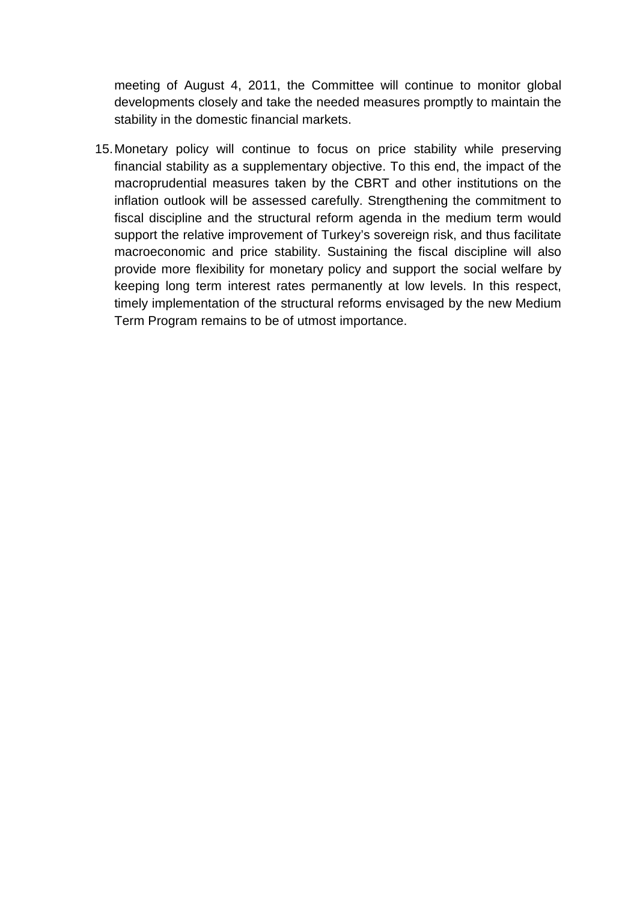meeting of August 4, 2011, the Committee will continue to monitor global developments closely and take the needed measures promptly to maintain the stability in the domestic financial markets.

15. Monetary policy will continue to focus on price stability while preserving financial stability as a supplementary objective. To this end, the impact of the macroprudential measures taken by the CBRT and other institutions on the inflation outlook will be assessed carefully. Strengthening the commitment to fiscal discipline and the structural reform agenda in the medium term would support the relative improvement of Turkey's sovereign risk, and thus facilitate macroeconomic and price stability. Sustaining the fiscal discipline will also provide more flexibility for monetary policy and support the social welfare by keeping long term interest rates permanently at low levels. In this respect, timely implementation of the structural reforms envisaged by the new Medium Term Program remains to be of utmost importance.